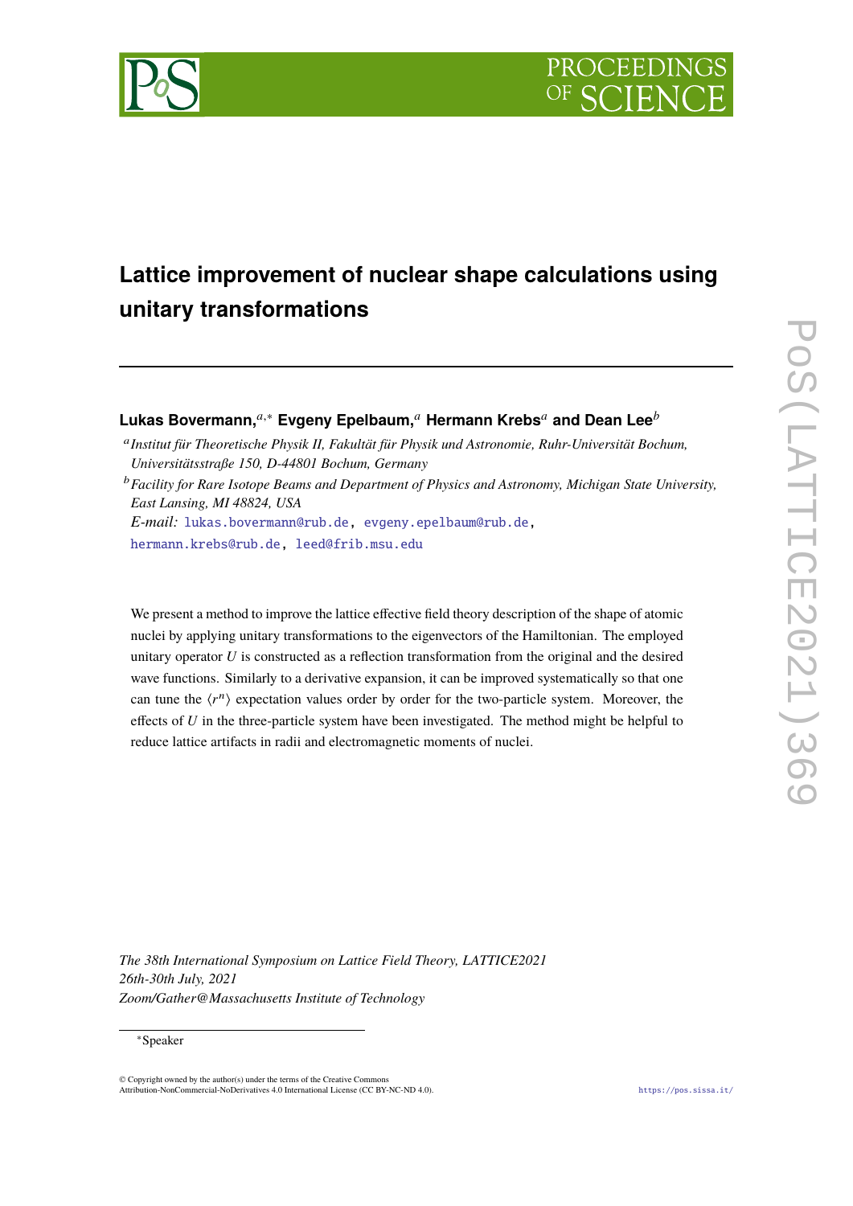# Lattice improvement of nuclear shape calculations using unitary transformations

**Lukas Bovermann,**[a,*] **Evgeny Epelbaum,**[a] **Hermann Krebs**[a] **and Dean Lee**[b]

[a] *Institut für Theoretische Physik II, Fakultät für Physik und Astronomie, Ruhr-Universität Bochum, Universitätsstraße 150, D-44801 Bochum, Germany*

[b] *Facility for Rare Isotope Beams and Department of Physics and Astronomy, Michigan State University, East Lansing, MI 48824, USA*

*E-mail:* lukas.bovermann@rub.de, evgeny.epelbaum@rub.de, hermann.krebs@rub.de, leed@frib.msu.edu

We present a method to improve the lattice effective field theory description of the shape of atomic nuclei by applying unitary transformations to the eigenvectors of the Hamiltonian. The employed unitary operator $U$ is constructed as a reflection transformation from the original and the desired wave functions. Similarly to a derivative expansion, it can be improved systematically so that one can tune the $\langle r^n \rangle$ expectation values order by order for the two-particle system. Moreover, the effects of $U$ in the three-particle system have been investigated. The method might be helpful to reduce lattice artifacts in radii and electromagnetic moments of nuclei.

*The 38th International Symposium on Lattice Field Theory, LATTICE2021*
*26th-30th July, 2021*
*Zoom/Gather@Massachusetts Institute of Technology*

*Speaker

© Copyright owned by the author(s) under the terms of the Creative Commons Attribution-NonCommercial-NoDerivatives 4.0 International License (CC BY-NC-ND 4.0).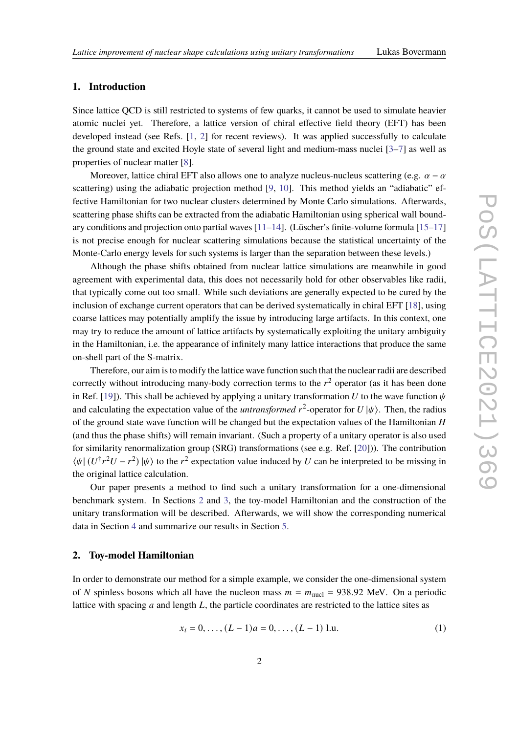## 1. Introduction

Since lattice QCD is still restricted to systems of few quarks, it cannot be used to simulate heavier atomic nuclei yet. Therefore, a lattice version of chiral effective field theory (EFT) has been developed instead (see Refs. [1, 2] for recent reviews). It was applied successfully to calculate the ground state and excited Hoyle state of several light and medium-mass nuclei [3–7] as well as properties of nuclear matter [8].

Moreover, lattice chiral EFT also allows one to analyze nucleus-nucleus scattering (e.g. $\alpha - \alpha$ scattering) using the adiabatic projection method [9, 10]. This method yields an "adiabatic" effective Hamiltonian for two nuclear clusters determined by Monte Carlo simulations. Afterwards, scattering phase shifts can be extracted from the adiabatic Hamiltonian using spherical wall boundary conditions and projection onto partial waves [11–14]. (Lüscher's finite-volume formula [15–17] is not precise enough for nuclear scattering simulations because the statistical uncertainty of the Monte-Carlo energy levels for such systems is larger than the separation between these levels.)

Although the phase shifts obtained from nuclear lattice simulations are meanwhile in good agreement with experimental data, this does not necessarily hold for other observables like radii, that typically come out too small. While such deviations are generally expected to be cured by the inclusion of exchange current operators that can be derived systematically in chiral EFT [18], using coarse lattices may potentially amplify the issue by introducing large artifacts. In this context, one may try to reduce the amount of lattice artifacts by systematically exploiting the unitary ambiguity in the Hamiltonian, i.e. the appearance of infinitely many lattice interactions that produce the same on-shell part of the S-matrix.

Therefore, our aim is to modify the lattice wave function such that the nuclear radii are described correctly without introducing many-body correction terms to the $r^2$ operator (as it has been done in Ref. [19]). This shall be achieved by applying a unitary transformation $U$ to the wave function $\psi$ and calculating the expectation value of the *untransformed* $r^2$-operator for $U|\psi\rangle$. Then, the radius of the ground state wave function will be changed but the expectation values of the Hamiltonian $H$ (and thus the phase shifts) will remain invariant. (Such a property of a unitary operator is also used for similarity renormalization group (SRG) transformations (see e.g. Ref. [20])). The contribution $\langle\psi|(U^\dagger r^2 U - r^2)|\psi\rangle$ to the $r^2$ expectation value induced by $U$ can be interpreted to be missing in the original lattice calculation.

Our paper presents a method to find such a unitary transformation for a one-dimensional benchmark system. In Sections 2 and 3, the toy-model Hamiltonian and the construction of the unitary transformation will be described. Afterwards, we will show the corresponding numerical data in Section 4 and summarize our results in Section 5.

## 2. Toy-model Hamiltonian

In order to demonstrate our method for a simple example, we consider the one-dimensional system of $N$ spinless bosons which all have the nucleon mass $m = m_{\text{nucl}} = 938.92$ MeV. On a periodic lattice with spacing $a$ and length $L$, the particle coordinates are restricted to the lattice sites as

$$x_i = 0, \ldots, (L-1)a = 0, \ldots, (L-1) \text{ l.u.} \tag{1}$$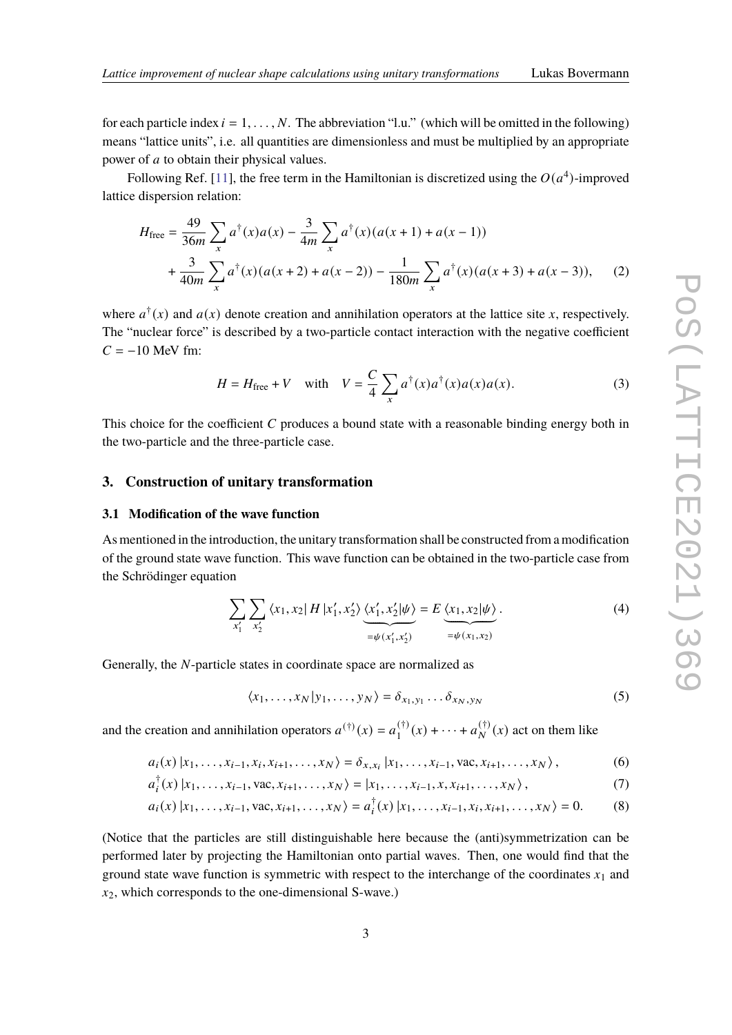for each particle index $i = 1, \ldots, N$. The abbreviation "l.u." (which will be omitted in the following) means "lattice units", i.e. all quantities are dimensionless and must be multiplied by an appropriate power of $a$ to obtain their physical values.

Following Ref. [11], the free term in the Hamiltonian is discretized using the $O(a^4)$-improved lattice dispersion relation:

$$
\begin{aligned}
H_{\text{free}} = \frac{49}{36m} \sum_x a^\dagger(x) a(x) - \frac{3}{4m} \sum_x a^\dagger(x)(a(x+1) + a(x-1)) \\
+ \frac{3}{40m} \sum_x a^\dagger(x)(a(x+2) + a(x-2)) - \frac{1}{180m} \sum_x a^\dagger(x)(a(x+3) + a(x-3)),
\end{aligned}
\tag{2}
$$

where $a^\dagger(x)$ and $a(x)$ denote creation and annihilation operators at the lattice site $x$, respectively. The "nuclear force" is described by a two-particle contact interaction with the negative coefficient $C = -10$ MeV fm:

$$
H = H_{\text{free}} + V \quad \text{with} \quad V = \frac{C}{4} \sum_x a^\dagger(x) a^\dagger(x) a(x) a(x). \tag{3}
$$

This choice for the coefficient $C$ produces a bound state with a reasonable binding energy both in the two-particle and the three-particle case.

## 3. Construction of unitary transformation

### 3.1 Modification of the wave function

As mentioned in the introduction, the unitary transformation shall be constructed from a modification of the ground state wave function. This wave function can be obtained in the two-particle case from the Schrödinger equation

$$
\sum_{x_1'} \sum_{x_2'} \langle x_1, x_2 | H | x_1', x_2' \rangle \underbrace{\langle x_1', x_2' | \psi \rangle}_{=\psi(x_1', x_2')} = E \underbrace{\langle x_1, x_2 | \psi \rangle}_{=\psi(x_1, x_2)}. \tag{4}
$$

Generally, the $N$-particle states in coordinate space are normalized as

$$
\langle x_1, \ldots, x_N | y_1, \ldots, y_N \rangle = \delta_{x_1, y_1} \ldots \delta_{x_N, y_N} \tag{5}
$$

and the creation and annihilation operators $a^{(\dagger)}(x) = a_1^{(\dagger)}(x) + \cdots + a_N^{(\dagger)}(x)$ act on them like

$$
a_i(x) | x_1, \ldots, x_{i-1}, x_i, x_{i+1}, \ldots, x_N \rangle = \delta_{x, x_i} | x_1, \ldots, x_{i-1}, \text{vac}, x_{i+1}, \ldots, x_N \rangle, \tag{6}
$$

$$
a_i^\dagger(x) | x_1, \ldots, x_{i-1}, \text{vac}, x_{i+1}, \ldots, x_N \rangle = | x_1, \ldots, x_{i-1}, x, x_{i+1}, \ldots, x_N \rangle, \tag{7}
$$

$$
a_i(x) | x_1, \ldots, x_{i-1}, \text{vac}, x_{i+1}, \ldots, x_N \rangle = a_i^\dagger(x) | x_1, \ldots, x_{i-1}, x_i, x_{i+1}, \ldots, x_N \rangle = 0. \tag{8}
$$

(Notice that the particles are still distinguishable here because the (anti)symmetrization can be performed later by projecting the Hamiltonian onto partial waves. Then, one would find that the ground state wave function is symmetric with respect to the interchange of the coordinates $x_1$ and $x_2$, which corresponds to the one-dimensional S-wave.)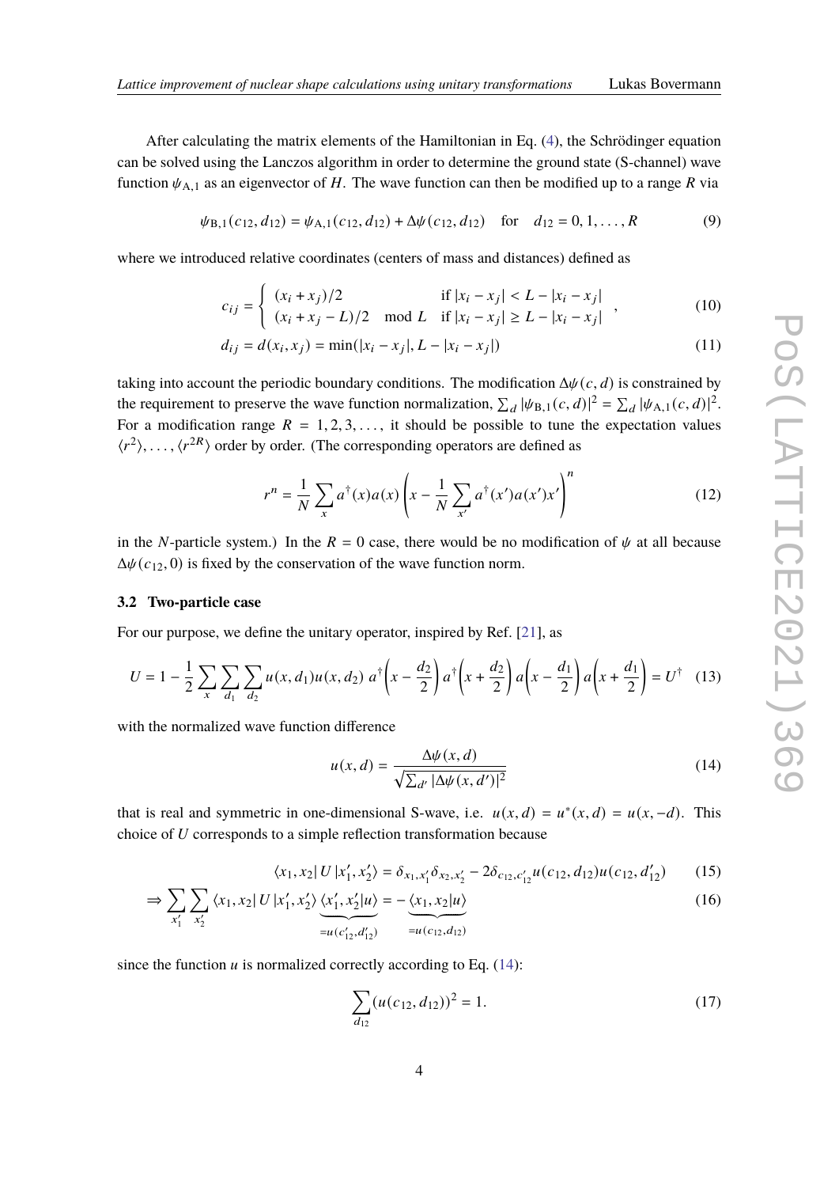After calculating the matrix elements of the Hamiltonian in Eq. (4), the Schrödinger equation can be solved using the Lanczos algorithm in order to determine the ground state (S-channel) wave function $\psi_{\mathrm{A},1}$ as an eigenvector of $H$. The wave function can then be modified up to a range $R$ via

$$\psi_{\mathrm{B},1}(c_{12}, d_{12}) = \psi_{\mathrm{A},1}(c_{12}, d_{12}) + \Delta\psi(c_{12}, d_{12}) \quad \text{for} \quad d_{12} = 0, 1, \ldots, R \tag{9}$$

where we introduced relative coordinates (centers of mass and distances) defined as

$$c_{ij} = \begin{cases} (x_i + x_j)/2 & \text{if } |x_i - x_j| < L - |x_i - x_j| \\ (x_i + x_j - L)/2 \mod L & \text{if } |x_i - x_j| \geq L - |x_i - x_j| \end{cases}, \tag{10}$$

$$d_{ij} = d(x_i, x_j) = \min(|x_i - x_j|, L - |x_i - x_j|) \tag{11}$$

taking into account the periodic boundary conditions. The modification $\Delta\psi(c, d)$ is constrained by the requirement to preserve the wave function normalization, $\sum_d |\psi_{\mathrm{B},1}(c, d)|^2 = \sum_d |\psi_{\mathrm{A},1}(c, d)|^2$. For a modification range $R = 1, 2, 3, \ldots$, it should be possible to tune the expectation values $\langle r^2 \rangle, \ldots, \langle r^{2R} \rangle$ order by order. (The corresponding operators are defined as

$$r^n = \frac{1}{N} \sum_x a^\dagger(x) a(x) \left( x - \frac{1}{N} \sum_{x'} a^\dagger(x') a(x') x' \right)^n \tag{12}$$

in the $N$-particle system.) In the $R = 0$ case, there would be no modification of $\psi$ at all because $\Delta\psi(c_{12}, 0)$ is fixed by the conservation of the wave function norm.

### 3.2 Two-particle case

For our purpose, we define the unitary operator, inspired by Ref. [21], as

$$U = 1 - \frac{1}{2} \sum_x \sum_{d_1} \sum_{d_2} u(x, d_1) u(x, d_2) \; a^\dagger\left(x - \frac{d_2}{2}\right) a^\dagger\left(x + \frac{d_2}{2}\right) a\left(x - \frac{d_1}{2}\right) a\left(x + \frac{d_1}{2}\right) = U^\dagger \tag{13}$$

with the normalized wave function difference

$$u(x, d) = \frac{\Delta\psi(x, d)}{\sqrt{\sum_{d'} |\Delta\psi(x, d')|^2}} \tag{14}$$

that is real and symmetric in one-dimensional S-wave, i.e. $u(x, d) = u^*(x, d) = u(x, -d)$. This choice of $U$ corresponds to a simple reflection transformation because

$$\langle x_1, x_2 | U | x_1', x_2' \rangle = \delta_{x_1, x_1'} \delta_{x_2, x_2'} - 2\delta_{c_{12}, c_{12}'} u(c_{12}, d_{12}) u(c_{12}, d_{12}') \tag{15}$$

$$\Rightarrow \sum_{x_1'} \sum_{x_2'} \langle x_1, x_2 | U | x_1', x_2' \rangle \underbrace{\langle x_1', x_2' | u \rangle}_{= u(c_{12}', d_{12}')} = - \underbrace{\langle x_1, x_2 | u \rangle}_{= u(c_{12}, d_{12})} \tag{16}$$

since the function $u$ is normalized correctly according to Eq. (14):

$$\sum_{d_{12}} (u(c_{12}, d_{12}))^2 = 1. \tag{17}$$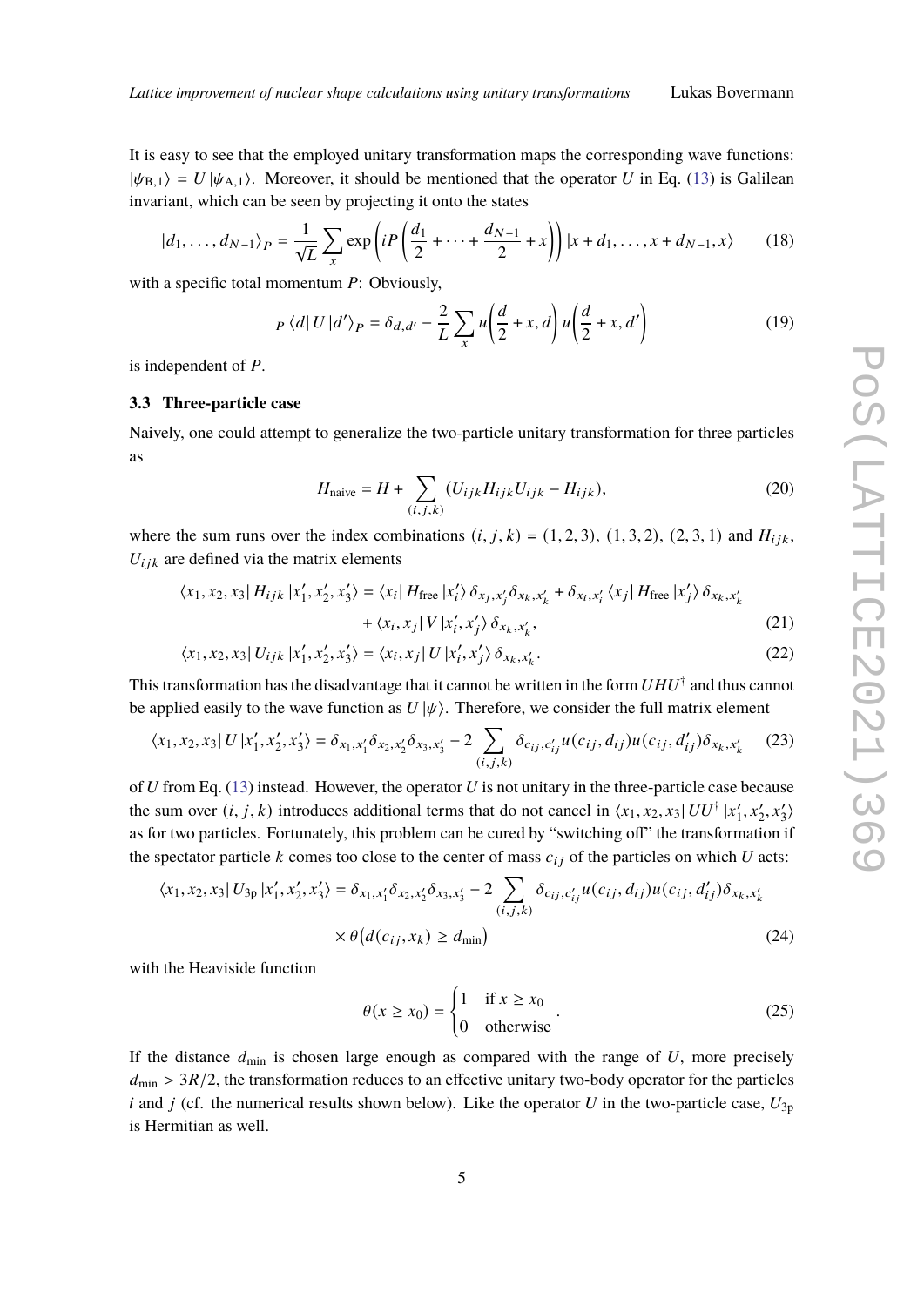It is easy to see that the employed unitary transformation maps the corresponding wave functions: $|\psi_{\mathrm{B},1}\rangle = U |\psi_{\mathrm{A},1}\rangle$. Moreover, it should be mentioned that the operator $U$ in Eq. (13) is Galilean invariant, which can be seen by projecting it onto the states

$$|d_1, \ldots, d_{N-1}\rangle_P = \frac{1}{\sqrt{L}} \sum_x \exp\left(iP\left(\frac{d_1}{2} + \cdots + \frac{d_{N-1}}{2} + x\right)\right) |x + d_1, \ldots, x + d_{N-1}, x\rangle \tag{18}$$

with a specific total momentum $P$: Obviously,

$$_P\langle d| U |d'\rangle_P = \delta_{d,d'} - \frac{2}{L} \sum_x u\left(\frac{d}{2} + x, d\right) u\left(\frac{d}{2} + x, d'\right) \tag{19}$$

is independent of $P$.

### 3.3 Three-particle case

Naively, one could attempt to generalize the two-particle unitary transformation for three particles as

$$H_{\mathrm{naive}} = H + \sum_{(i,j,k)} (U_{ijk} H_{ijk} U_{ijk} - H_{ijk}), \tag{20}$$

where the sum runs over the index combinations $(i, j, k) = (1, 2, 3)$, $(1, 3, 2)$, $(2, 3, 1)$ and $H_{ijk}$, $U_{ijk}$ are defined via the matrix elements

$$\langle x_1, x_2, x_3| H_{ijk} |x_1', x_2', x_3'\rangle = \langle x_i| H_{\mathrm{free}} |x_i'\rangle \delta_{x_j,x_j'} \delta_{x_k,x_k'} + \delta_{x_i,x_i'} \langle x_j| H_{\mathrm{free}} |x_j'\rangle \delta_{x_k,x_k'}$$
$$+ \langle x_i, x_j| V |x_i', x_j'\rangle \delta_{x_k,x_k'}, \tag{21}$$

$$\langle x_1, x_2, x_3| U_{ijk} |x_1', x_2', x_3'\rangle = \langle x_i, x_j| U |x_i', x_j'\rangle \delta_{x_k,x_k'}. \tag{22}$$

This transformation has the disadvantage that it cannot be written in the form $UHU^\dagger$ and thus cannot be applied easily to the wave function as $U|\psi\rangle$. Therefore, we consider the full matrix element

$$\langle x_1, x_2, x_3| U |x_1', x_2', x_3'\rangle = \delta_{x_1,x_1'} \delta_{x_2,x_2'} \delta_{x_3,x_3'} - 2 \sum_{(i,j,k)} \delta_{c_{ij},c_{ij}'} u(c_{ij}, d_{ij}) u(c_{ij}, d_{ij}') \delta_{x_k,x_k'} \tag{23}$$

of $U$ from Eq. (13) instead. However, the operator $U$ is not unitary in the three-particle case because the sum over $(i, j, k)$ introduces additional terms that do not cancel in $\langle x_1, x_2, x_3| UU^\dagger |x_1', x_2', x_3'\rangle$ as for two particles. Fortunately, this problem can be cured by "switching off" the transformation if the spectator particle $k$ comes too close to the center of mass $c_{ij}$ of the particles on which $U$ acts:

$$\langle x_1, x_2, x_3| U_{3\mathrm{p}} |x_1', x_2', x_3'\rangle = \delta_{x_1,x_1'} \delta_{x_2,x_2'} \delta_{x_3,x_3'} - 2 \sum_{(i,j,k)} \delta_{c_{ij},c_{ij}'} u(c_{ij}, d_{ij}) u(c_{ij}, d_{ij}') \delta_{x_k,x_k'}$$
$$\times \theta\big(d(c_{ij}, x_k) \geq d_{\mathrm{min}}\big) \tag{24}$$

with the Heaviside function

$$\theta(x \geq x_0) = \begin{cases} 1 & \text{if } x \geq x_0 \\ 0 & \text{otherwise} \end{cases}. \tag{25}$$

If the distance $d_{\mathrm{min}}$ is chosen large enough as compared with the range of $U$, more precisely $d_{\mathrm{min}} > 3R/2$, the transformation reduces to an effective unitary two-body operator for the particles $i$ and $j$ (cf. the numerical results shown below). Like the operator $U$ in the two-particle case, $U_{3\mathrm{p}}$ is Hermitian as well.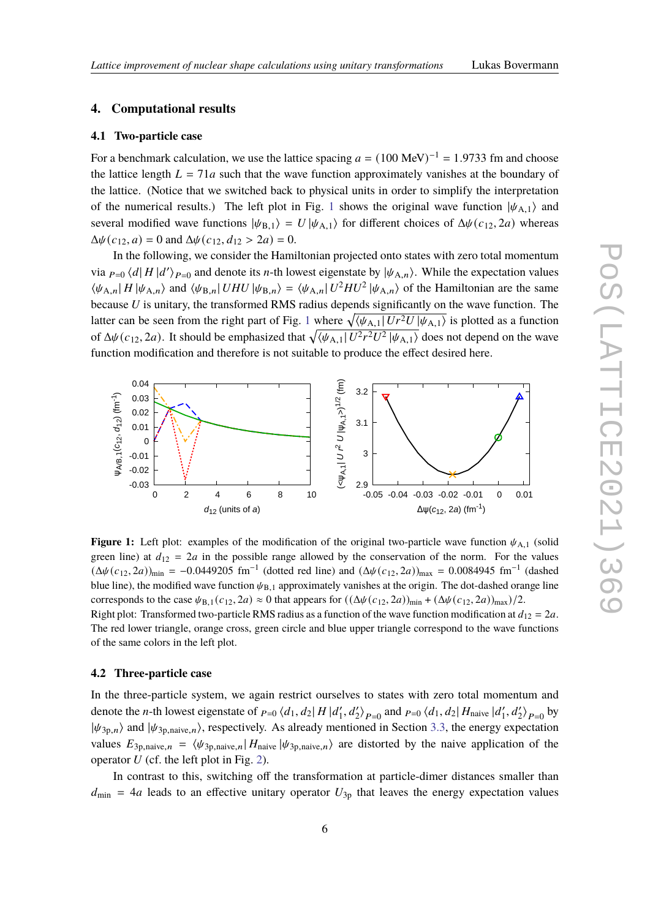## 4. Computational results

### 4.1 Two-particle case

For a benchmark calculation, we use the lattice spacing $a = (100\ \text{MeV})^{-1} = 1.9733$ fm and choose the lattice length $L = 71a$ such that the wave function approximately vanishes at the boundary of the lattice. (Notice that we switched back to physical units in order to simplify the interpretation of the numerical results.) The left plot in Fig. 1 shows the original wave function $|\psi_{\mathrm{A},1}\rangle$ and several modified wave functions $|\psi_{\mathrm{B},1}\rangle = U\,|\psi_{\mathrm{A},1}\rangle$ for different choices of $\Delta\psi(c_{12}, 2a)$ whereas $\Delta\psi(c_{12}, a) = 0$ and $\Delta\psi(c_{12}, d_{12} > 2a) = 0$.

In the following, we consider the Hamiltonian projected onto states with zero total momentum via ${}_{P=0}\langle d|\,H\,|d'\rangle_{P=0}$ and denote its $n$-th lowest eigenstate by $|\psi_{\mathrm{A},n}\rangle$. While the expectation values $\langle\psi_{\mathrm{A},n}|\,H\,|\psi_{\mathrm{A},n}\rangle$ and $\langle\psi_{\mathrm{B},n}|\,UHU\,|\psi_{\mathrm{B},n}\rangle = \langle\psi_{\mathrm{A},n}|\,U^2HU^2\,|\psi_{\mathrm{A},n}\rangle$ of the Hamiltonian are the same because $U$ is unitary, the transformed RMS radius depends significantly on the wave function. The latter can be seen from the right part of Fig. 1 where $\sqrt{\langle\psi_{\mathrm{A},1}|\,Ur^2U\,|\psi_{\mathrm{A},1}\rangle}$ is plotted as a function of $\Delta\psi(c_{12}, 2a)$. It should be emphasized that $\sqrt{\langle\psi_{\mathrm{A},1}|\,U^2r^2U^2\,|\psi_{\mathrm{A},1}\rangle}$ does not depend on the wave function modification and therefore is not suitable to produce the effect desired here.

**Figure 1:** Left plot: examples of the modification of the original two-particle wave function $\psi_{\mathrm{A},1}$ (solid green line) at $d_{12} = 2a$ in the possible range allowed by the conservation of the norm. For the values $(\Delta\psi(c_{12}, 2a))_{\min} = -0.0449205\ \text{fm}^{-1}$ (dotted red line) and $(\Delta\psi(c_{12}, 2a))_{\max} = 0.0084945\ \text{fm}^{-1}$ (dashed blue line), the modified wave function $\psi_{\mathrm{B},1}$ approximately vanishes at the origin. The dot-dashed orange line corresponds to the case $\psi_{\mathrm{B},1}(c_{12}, 2a) \approx 0$ that appears for $((\Delta\psi(c_{12}, 2a))_{\min} + (\Delta\psi(c_{12}, 2a))_{\max})/2$.
Right plot: Transformed two-particle RMS radius as a function of the wave function modification at $d_{12} = 2a$. The red lower triangle, orange cross, green circle and blue upper triangle correspond to the wave functions of the same colors in the left plot.

### 4.2 Three-particle case

In the three-particle system, we again restrict ourselves to states with zero total momentum and denote the $n$-th lowest eigenstate of ${}_{P=0}\langle d_1, d_2|\,H\,|d_1', d_2'\rangle_{P=0}$ and ${}_{P=0}\langle d_1, d_2|\,H_{\text{naive}}\,|d_1', d_2'\rangle_{P=0}$ by $|\psi_{3\text{p},n}\rangle$ and $|\psi_{3\text{p,naive},n}\rangle$, respectively. As already mentioned in Section 3.3, the energy expectation values $E_{3\text{p,naive},n} = \langle\psi_{3\text{p,naive},n}|\,H_{\text{naive}}\,|\psi_{3\text{p,naive},n}\rangle$ are distorted by the naive application of the operator $U$ (cf. the left plot in Fig. 2).

In contrast to this, switching off the transformation at particle-dimer distances smaller than $d_{\min} = 4a$ leads to an effective unitary operator $U_{3\text{p}}$ that leaves the energy expectation values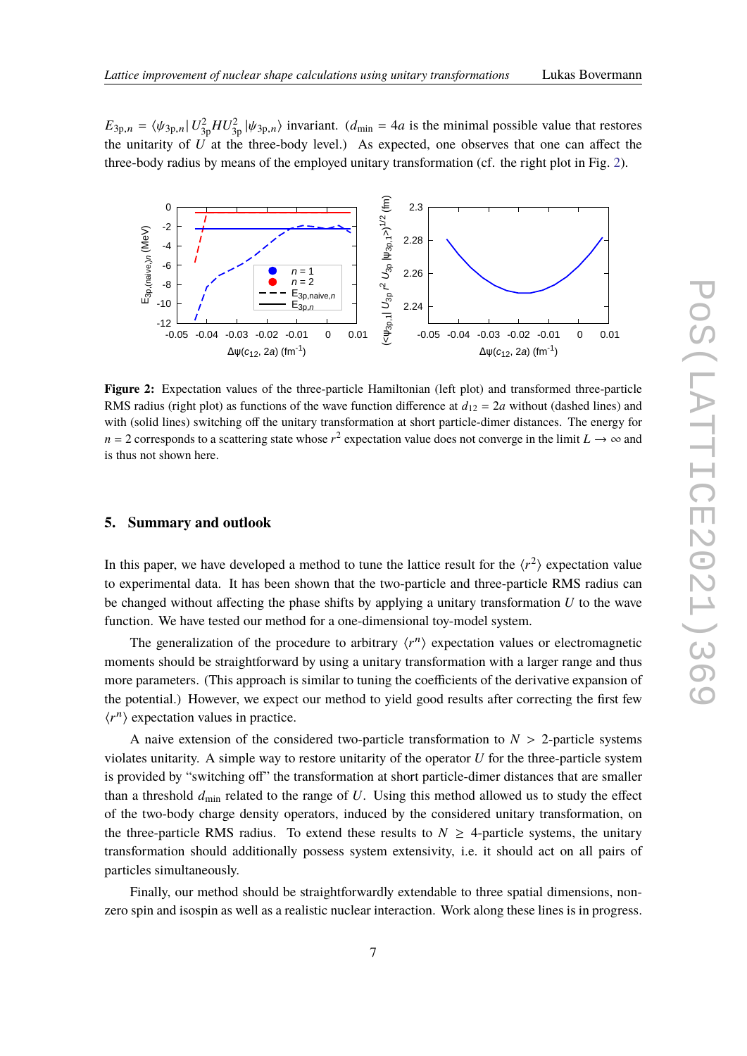$E_{3p,n} = \langle\psi_{3p,n}| U_{3p}^2 H U_{3p}^2 |\psi_{3p,n}\rangle$ invariant. ($d_{\min} = 4a$ is the minimal possible value that restores the unitarity of $U$ at the three-body level.) As expected, one observes that one can affect the three-body radius by means of the employed unitary transformation (cf. the right plot in Fig. 2).

**Figure 2:** Expectation values of the three-particle Hamiltonian (left plot) and transformed three-particle RMS radius (right plot) as functions of the wave function difference at $d_{12} = 2a$ without (dashed lines) and with (solid lines) switching off the unitary transformation at short particle-dimer distances. The energy for $n = 2$ corresponds to a scattering state whose $r^2$ expectation value does not converge in the limit $L \to \infty$ and is thus not shown here.

## 5. Summary and outlook

In this paper, we have developed a method to tune the lattice result for the $\langle r^2\rangle$ expectation value to experimental data. It has been shown that the two-particle and three-particle RMS radius can be changed without affecting the phase shifts by applying a unitary transformation $U$ to the wave function. We have tested our method for a one-dimensional toy-model system.

The generalization of the procedure to arbitrary $\langle r^n\rangle$ expectation values or electromagnetic moments should be straightforward by using a unitary transformation with a larger range and thus more parameters. (This approach is similar to tuning the coefficients of the derivative expansion of the potential.) However, we expect our method to yield good results after correcting the first few $\langle r^n\rangle$ expectation values in practice.

A naive extension of the considered two-particle transformation to $N > 2$-particle systems violates unitarity. A simple way to restore unitarity of the operator $U$ for the three-particle system is provided by "switching off" the transformation at short particle-dimer distances that are smaller than a threshold $d_{\min}$ related to the range of $U$. Using this method allowed us to study the effect of the two-body charge density operators, induced by the considered unitary transformation, on the three-particle RMS radius. To extend these results to $N \geq 4$-particle systems, the unitary transformation should additionally possess system extensivity, i.e. it should act on all pairs of particles simultaneously.

Finally, our method should be straightforwardly extendable to three spatial dimensions, non-zero spin and isospin as well as a realistic nuclear interaction. Work along these lines is in progress.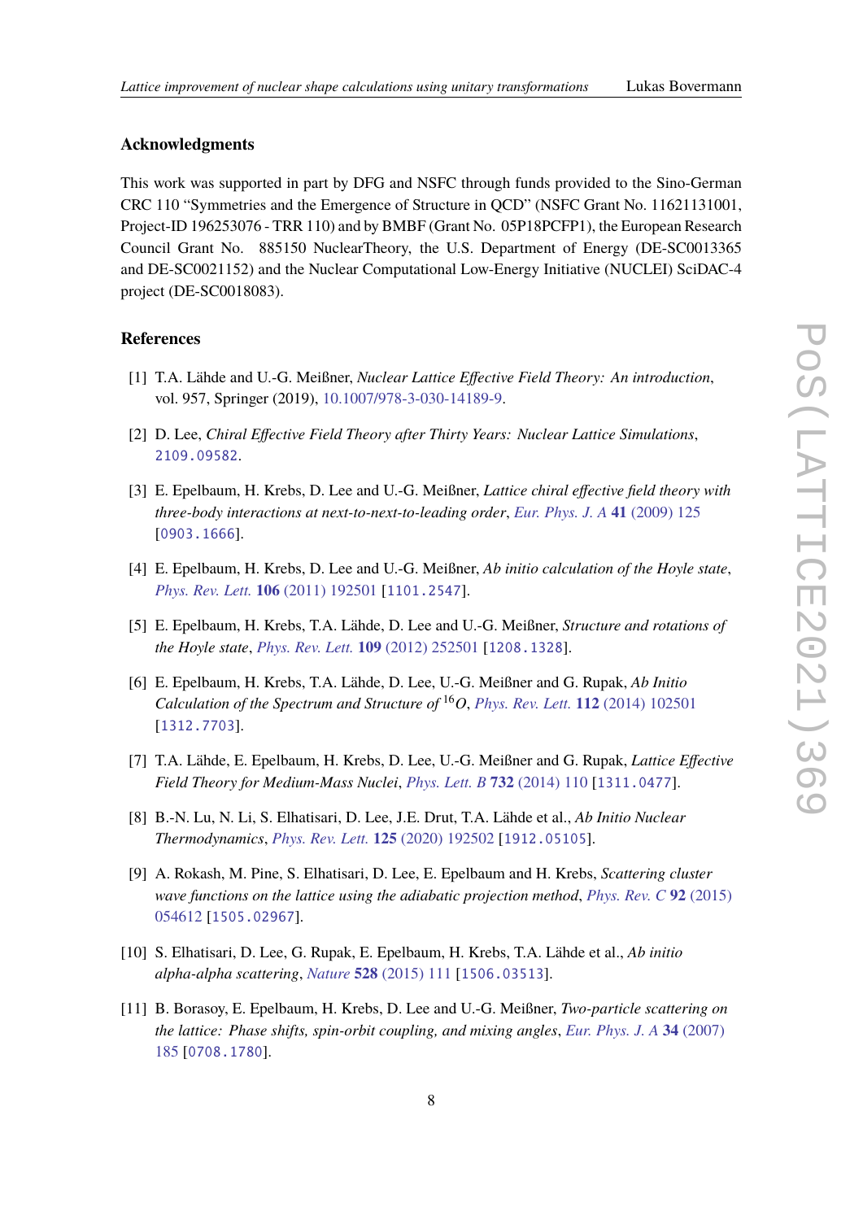## Acknowledgments

This work was supported in part by DFG and NSFC through funds provided to the Sino-German CRC 110 “Symmetries and the Emergence of Structure in QCD” (NSFC Grant No. 11621131001, Project-ID 196253076 - TRR 110) and by BMBF (Grant No. 05P18PCFP1), the European Research Council Grant No. 885150 NuclearTheory, the U.S. Department of Energy (DE-SC0013365 and DE-SC0021152) and the Nuclear Computational Low-Energy Initiative (NUCLEI) SciDAC-4 project (DE-SC0018083).

## References

[1] T.A. Lähde and U.-G. Meißner, *Nuclear Lattice Effective Field Theory: An introduction*, vol. 957, Springer (2019), 10.1007/978-3-030-14189-9.

[2] D. Lee, *Chiral Effective Field Theory after Thirty Years: Nuclear Lattice Simulations*, 2109.09582.

[3] E. Epelbaum, H. Krebs, D. Lee and U.-G. Meißner, *Lattice chiral effective field theory with three-body interactions at next-to-next-to-leading order*, *Eur. Phys. J. A* **41** (2009) 125 [0903.1666].

[4] E. Epelbaum, H. Krebs, D. Lee and U.-G. Meißner, *Ab initio calculation of the Hoyle state*, *Phys. Rev. Lett.* **106** (2011) 192501 [1101.2547].

[5] E. Epelbaum, H. Krebs, T.A. Lähde, D. Lee and U.-G. Meißner, *Structure and rotations of the Hoyle state*, *Phys. Rev. Lett.* **109** (2012) 252501 [1208.1328].

[6] E. Epelbaum, H. Krebs, T.A. Lähde, D. Lee, U.-G. Meißner and G. Rupak, *Ab Initio Calculation of the Spectrum and Structure of $^{16}O$*, *Phys. Rev. Lett.* **112** (2014) 102501 [1312.7703].

[7] T.A. Lähde, E. Epelbaum, H. Krebs, D. Lee, U.-G. Meißner and G. Rupak, *Lattice Effective Field Theory for Medium-Mass Nuclei*, *Phys. Lett. B* **732** (2014) 110 [1311.0477].

[8] B.-N. Lu, N. Li, S. Elhatisari, D. Lee, J.E. Drut, T.A. Lähde et al., *Ab Initio Nuclear Thermodynamics*, *Phys. Rev. Lett.* **125** (2020) 192502 [1912.05105].

[9] A. Rokash, M. Pine, S. Elhatisari, D. Lee, E. Epelbaum and H. Krebs, *Scattering cluster wave functions on the lattice using the adiabatic projection method*, *Phys. Rev. C* **92** (2015) 054612 [1505.02967].

[10] S. Elhatisari, D. Lee, G. Rupak, E. Epelbaum, H. Krebs, T.A. Lähde et al., *Ab initio alpha-alpha scattering*, *Nature* **528** (2015) 111 [1506.03513].

[11] B. Borasoy, E. Epelbaum, H. Krebs, D. Lee and U.-G. Meißner, *Two-particle scattering on the lattice: Phase shifts, spin-orbit coupling, and mixing angles*, *Eur. Phys. J. A* **34** (2007) 185 [0708.1780].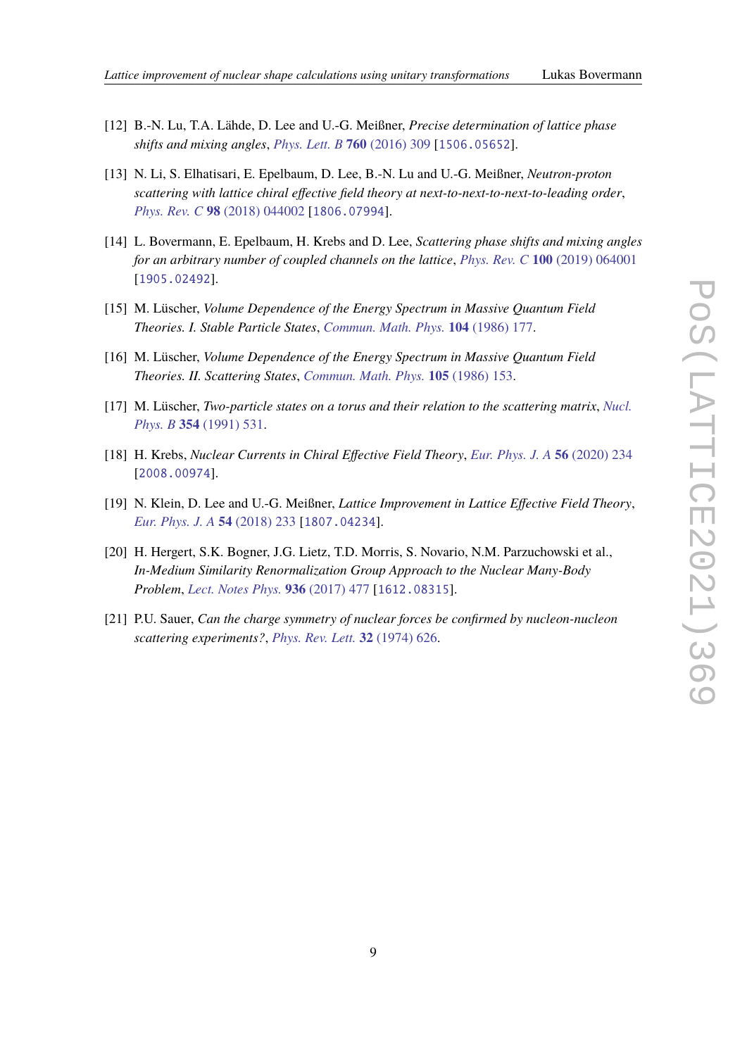[12] B.-N. Lu, T.A. Lähde, D. Lee and U.-G. Meißner, *Precise determination of lattice phase shifts and mixing angles*, Phys. Lett. B **760** (2016) 309 [1506.05652].

[13] N. Li, S. Elhatisari, E. Epelbaum, D. Lee, B.-N. Lu and U.-G. Meißner, *Neutron-proton scattering with lattice chiral effective field theory at next-to-next-to-next-to-leading order*, Phys. Rev. C **98** (2018) 044002 [1806.07994].

[14] L. Bovermann, E. Epelbaum, H. Krebs and D. Lee, *Scattering phase shifts and mixing angles for an arbitrary number of coupled channels on the lattice*, Phys. Rev. C **100** (2019) 064001 [1905.02492].

[15] M. Lüscher, *Volume Dependence of the Energy Spectrum in Massive Quantum Field Theories. I. Stable Particle States*, Commun. Math. Phys. **104** (1986) 177.

[16] M. Lüscher, *Volume Dependence of the Energy Spectrum in Massive Quantum Field Theories. II. Scattering States*, Commun. Math. Phys. **105** (1986) 153.

[17] M. Lüscher, *Two-particle states on a torus and their relation to the scattering matrix*, Nucl. Phys. B **354** (1991) 531.

[18] H. Krebs, *Nuclear Currents in Chiral Effective Field Theory*, Eur. Phys. J. A **56** (2020) 234 [2008.00974].

[19] N. Klein, D. Lee and U.-G. Meißner, *Lattice Improvement in Lattice Effective Field Theory*, Eur. Phys. J. A **54** (2018) 233 [1807.04234].

[20] H. Hergert, S.K. Bogner, J.G. Lietz, T.D. Morris, S. Novario, N.M. Parzuchowski et al., *In-Medium Similarity Renormalization Group Approach to the Nuclear Many-Body Problem*, Lect. Notes Phys. **936** (2017) 477 [1612.08315].

[21] P.U. Sauer, *Can the charge symmetry of nuclear forces be confirmed by nucleon-nucleon scattering experiments?*, Phys. Rev. Lett. **32** (1974) 626.